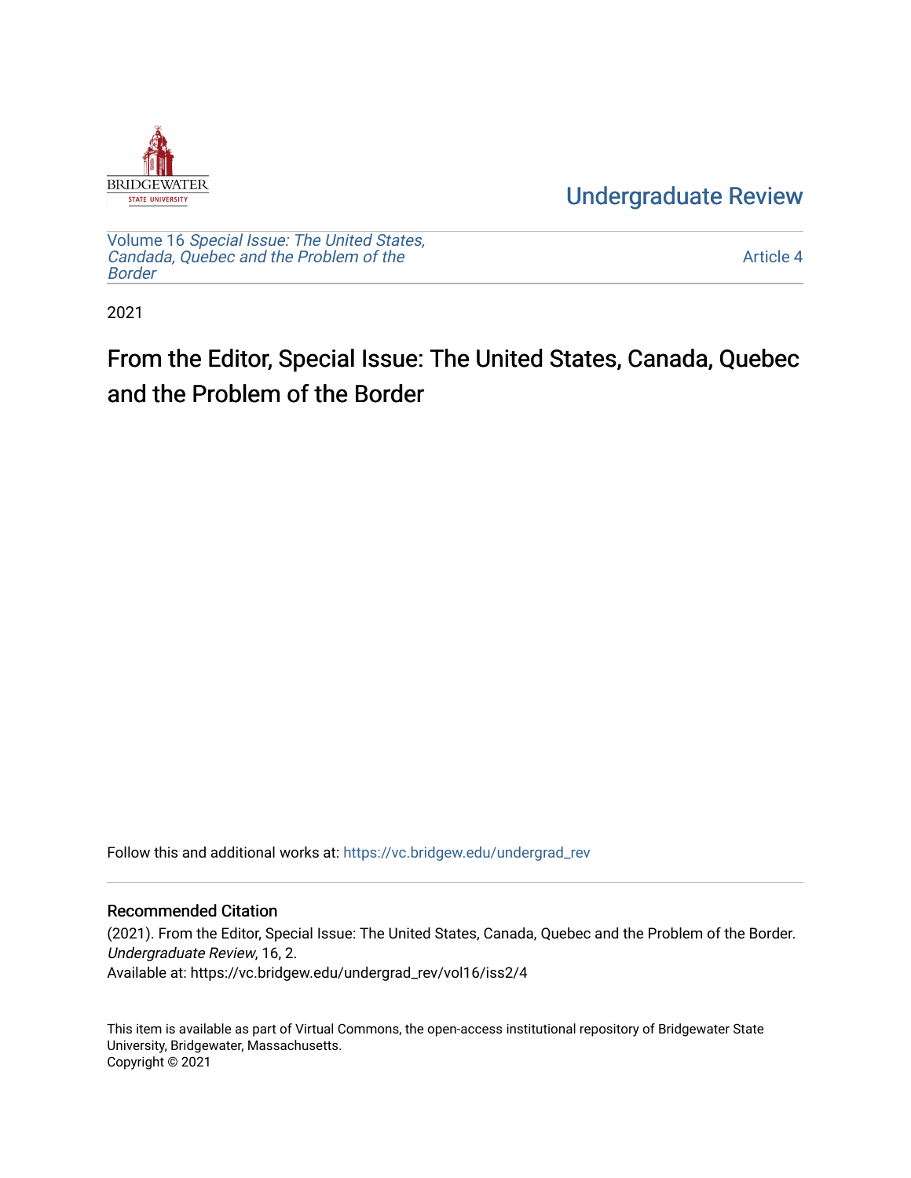Undergraduate Review

Volume 16 *Special Issue: The United States, Candada, Quebec and the Problem of the Border*

Article 4

2021

# From the Editor, Special Issue: The United States, Canada, Quebec and the Problem of the Border

Follow this and additional works at: https://vc.bridgew.edu/undergrad_rev

## Recommended Citation

(2021). From the Editor, Special Issue: The United States, Canada, Quebec and the Problem of the Border. *Undergraduate Review*, 16, 2.
Available at: https://vc.bridgew.edu/undergrad_rev/vol16/iss2/4

This item is available as part of Virtual Commons, the open-access institutional repository of Bridgewater State University, Bridgewater, Massachusetts.
Copyright © 2021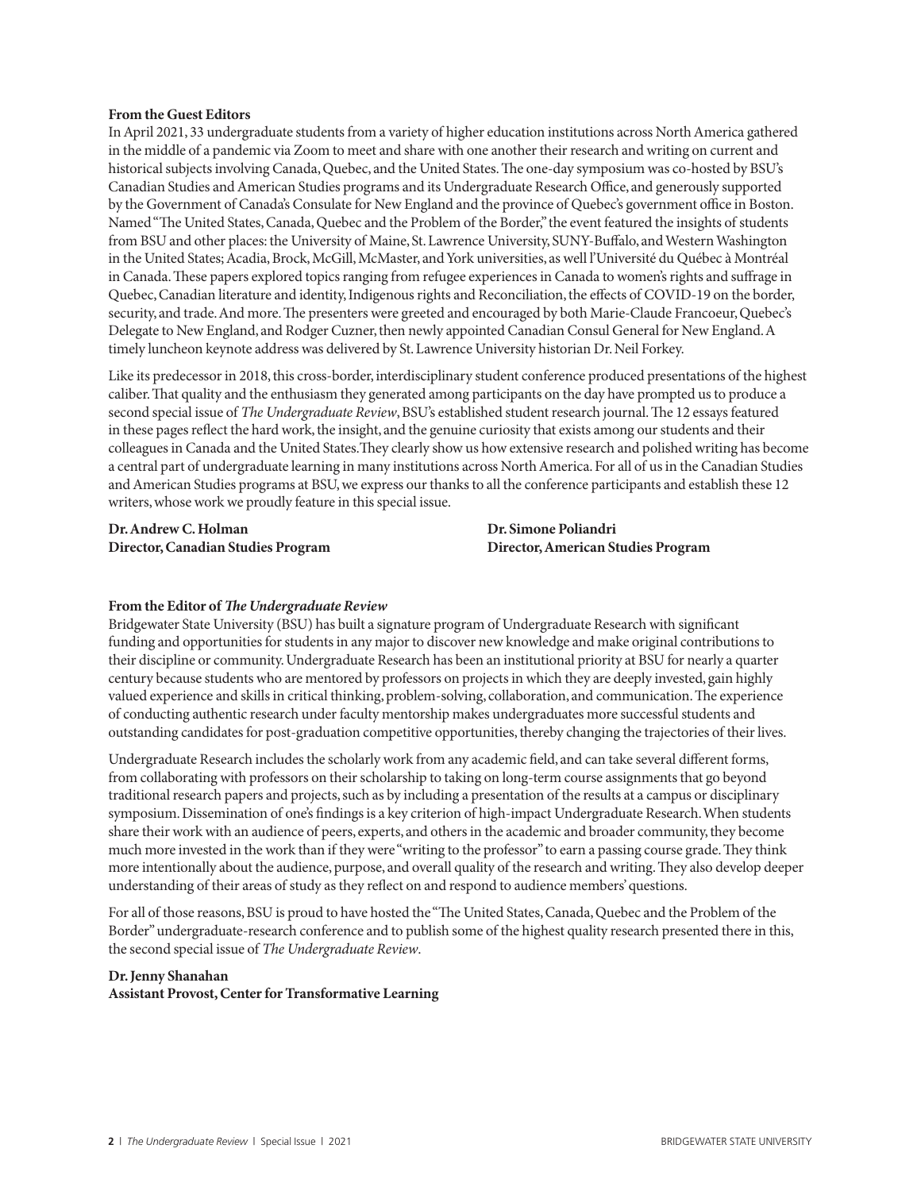**From the Guest Editors**

In April 2021, 33 undergraduate students from a variety of higher education institutions across North America gathered in the middle of a pandemic via Zoom to meet and share with one another their research and writing on current and historical subjects involving Canada, Quebec, and the United States. The one-day symposium was co-hosted by BSU's Canadian Studies and American Studies programs and its Undergraduate Research Office, and generously supported by the Government of Canada's Consulate for New England and the province of Quebec's government office in Boston. Named "The United States, Canada, Quebec and the Problem of the Border," the event featured the insights of students from BSU and other places: the University of Maine, St. Lawrence University, SUNY-Buffalo, and Western Washington in the United States; Acadia, Brock, McGill, McMaster, and York universities, as well l'Université du Québec à Montréal in Canada. These papers explored topics ranging from refugee experiences in Canada to women's rights and suffrage in Quebec, Canadian literature and identity, Indigenous rights and Reconciliation, the effects of COVID-19 on the border, security, and trade. And more. The presenters were greeted and encouraged by both Marie-Claude Francoeur, Quebec's Delegate to New England, and Rodger Cuzner, then newly appointed Canadian Consul General for New England. A timely luncheon keynote address was delivered by St. Lawrence University historian Dr. Neil Forkey.

Like its predecessor in 2018, this cross-border, interdisciplinary student conference produced presentations of the highest caliber. That quality and the enthusiasm they generated among participants on the day have prompted us to produce a second special issue of *The Undergraduate Review*, BSU's established student research journal. The 12 essays featured in these pages reflect the hard work, the insight, and the genuine curiosity that exists among our students and their colleagues in Canada and the United States. They clearly show us how extensive research and polished writing has become a central part of undergraduate learning in many institutions across North America. For all of us in the Canadian Studies and American Studies programs at BSU, we express our thanks to all the conference participants and establish these 12 writers, whose work we proudly feature in this special issue.

**Dr. Andrew C. Holman**
**Director, Canadian Studies Program**

**Dr. Simone Poliandri**
**Director, American Studies Program**

**From the Editor of *The Undergraduate Review***

Bridgewater State University (BSU) has built a signature program of Undergraduate Research with significant funding and opportunities for students in any major to discover new knowledge and make original contributions to their discipline or community. Undergraduate Research has been an institutional priority at BSU for nearly a quarter century because students who are mentored by professors on projects in which they are deeply invested, gain highly valued experience and skills in critical thinking, problem-solving, collaboration, and communication. The experience of conducting authentic research under faculty mentorship makes undergraduates more successful students and outstanding candidates for post-graduation competitive opportunities, thereby changing the trajectories of their lives.

Undergraduate Research includes the scholarly work from any academic field, and can take several different forms, from collaborating with professors on their scholarship to taking on long-term course assignments that go beyond traditional research papers and projects, such as by including a presentation of the results at a campus or disciplinary symposium. Dissemination of one's findings is a key criterion of high-impact Undergraduate Research. When students share their work with an audience of peers, experts, and others in the academic and broader community, they become much more invested in the work than if they were "writing to the professor" to earn a passing course grade. They think more intentionally about the audience, purpose, and overall quality of the research and writing. They also develop deeper understanding of their areas of study as they reflect on and respond to audience members' questions.

For all of those reasons, BSU is proud to have hosted the "The United States, Canada, Quebec and the Problem of the Border" undergraduate-research conference and to publish some of the highest quality research presented there in this, the second special issue of *The Undergraduate Review*.

**Dr. Jenny Shanahan**
**Assistant Provost, Center for Transformative Learning**